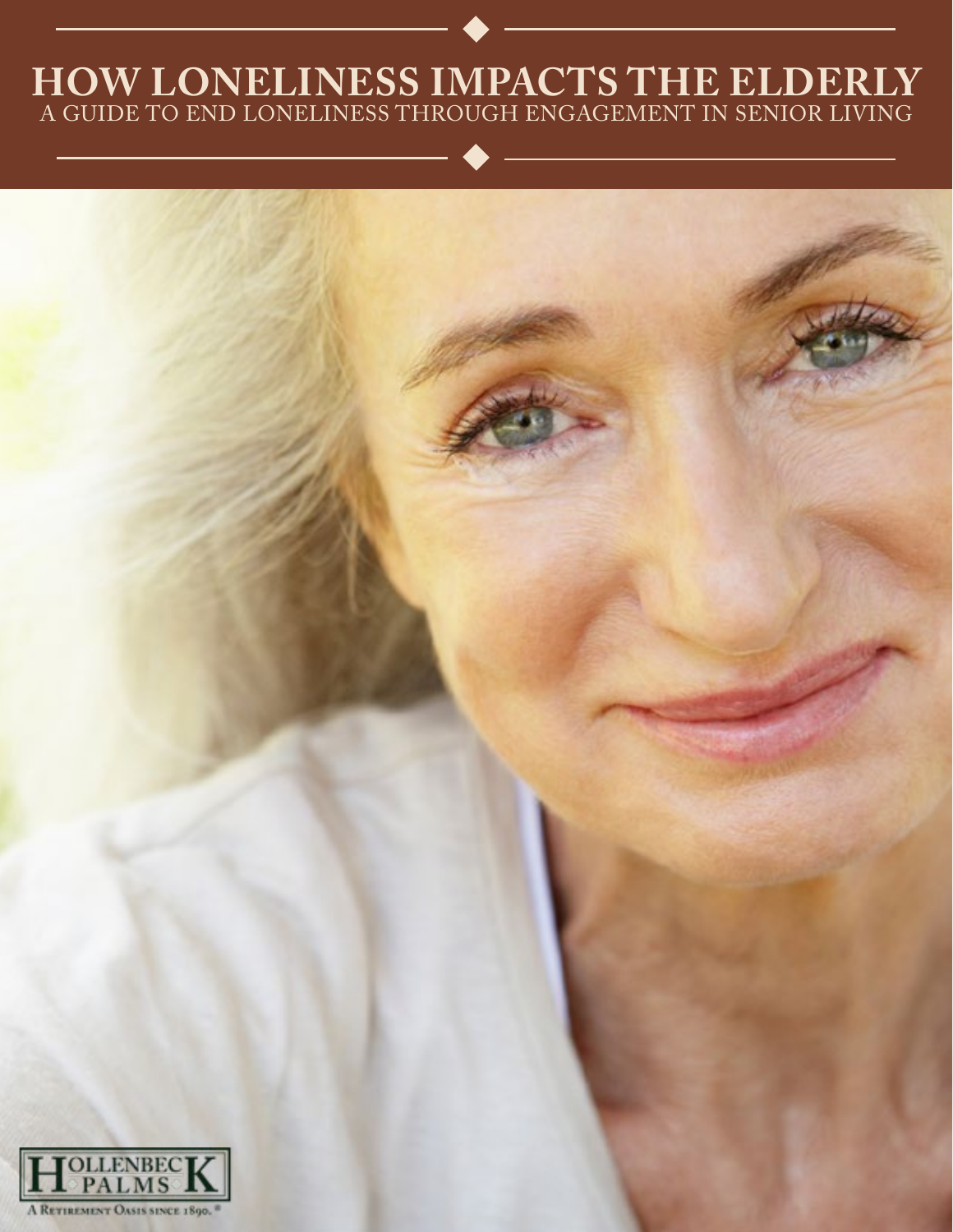# HOW LONELINESS IMPACTS THE ELDERLY

## A GUIDE TO END LONELINESS THROUGH ENGAGEMENT IN SENIOR LIVING

HOLLENBECK PALMS

A Retirement Oasis since 1890.®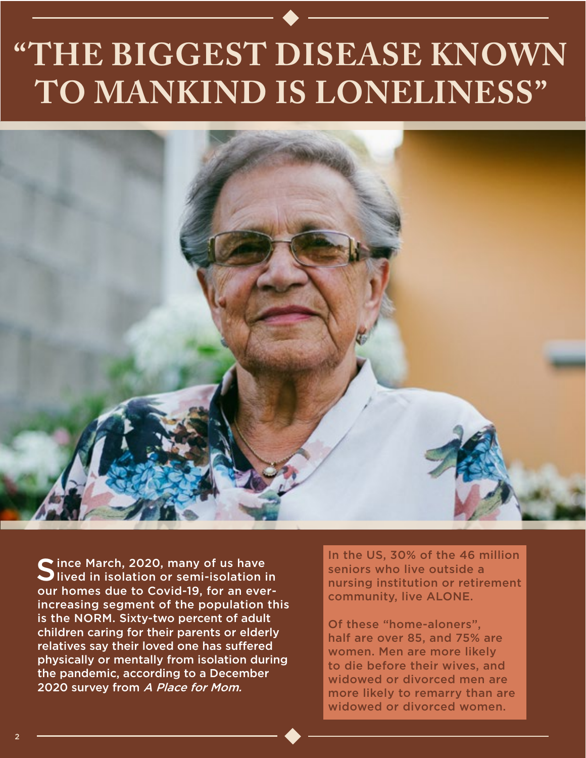# "THE BIGGEST DISEASE KNOWN TO MANKIND IS LONELINESS"

Since March, 2020, many of us have lived in isolation or semi-isolation in our homes due to Covid-19, for an ever-increasing segment of the population this is the NORM. Sixty-two percent of adult children caring for their parents or elderly relatives say their loved one has suffered physically or mentally from isolation during the pandemic, according to a December 2020 survey from *A Place for Mom.*

In the US, 30% of the 46 million seniors who live outside a nursing institution or retirement community, live ALONE.

Of these "home-aloners", half are over 85, and 75% are women. Men are more likely to die before their wives, and widowed or divorced men are more likely to remarry than are widowed or divorced women.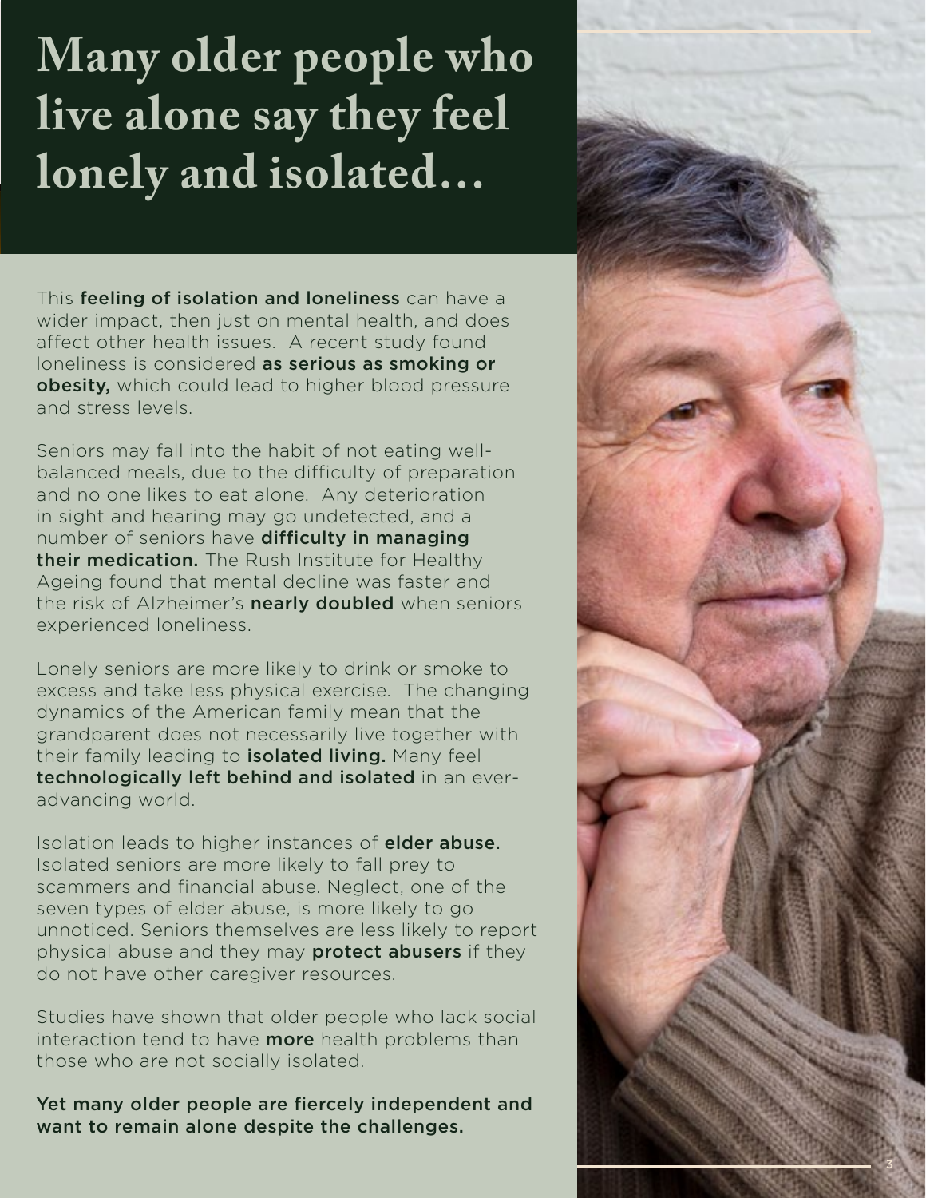# Many older people who live alone say they feel lonely and isolated…

This **feeling of isolation and loneliness** can have a wider impact, then just on mental health, and does affect other health issues. A recent study found loneliness is considered **as serious as smoking or obesity,** which could lead to higher blood pressure and stress levels.

Seniors may fall into the habit of not eating well-balanced meals, due to the difficulty of preparation and no one likes to eat alone. Any deterioration in sight and hearing may go undetected, and a number of seniors have **difficulty in managing their medication.** The Rush Institute for Healthy Ageing found that mental decline was faster and the risk of Alzheimer's **nearly doubled** when seniors experienced loneliness.

Lonely seniors are more likely to drink or smoke to excess and take less physical exercise. The changing dynamics of the American family mean that the grandparent does not necessarily live together with their family leading to **isolated living.** Many feel **technologically left behind and isolated** in an ever-advancing world.

Isolation leads to higher instances of **elder abuse.** Isolated seniors are more likely to fall prey to scammers and financial abuse. Neglect, one of the seven types of elder abuse, is more likely to go unnoticed. Seniors themselves are less likely to report physical abuse and they may **protect abusers** if they do not have other caregiver resources.

Studies have shown that older people who lack social interaction tend to have **more** health problems than those who are not socially isolated.

**Yet many older people are fiercely independent and want to remain alone despite the challenges.**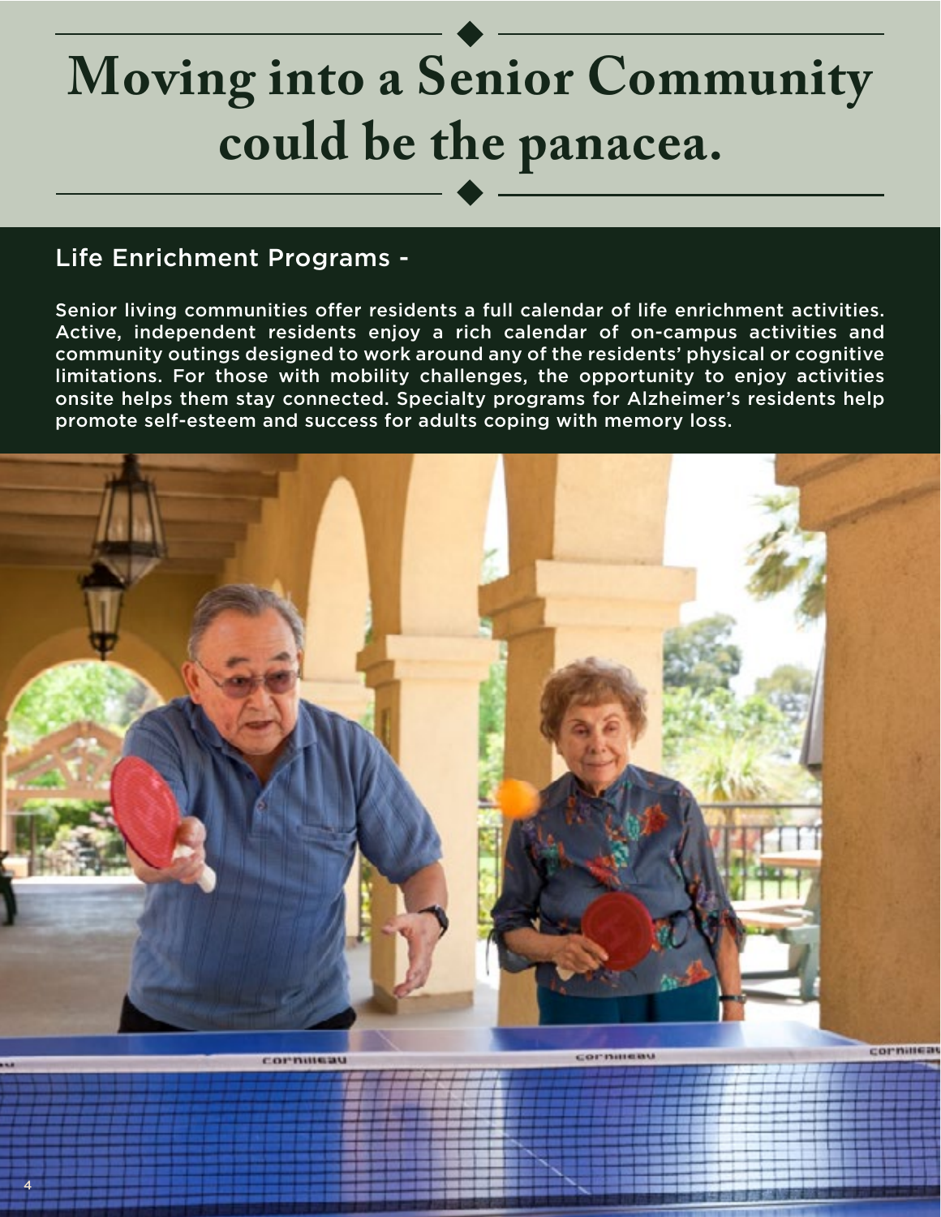# Moving into a Senior Community could be the panacea.

## Life Enrichment Programs -

Senior living communities offer residents a full calendar of life enrichment activities. Active, independent residents enjoy a rich calendar of on-campus activities and community outings designed to work around any of the residents' physical or cognitive limitations. For those with mobility challenges, the opportunity to enjoy activities onsite helps them stay connected. Specialty programs for Alzheimer's residents help promote self-esteem and success for adults coping with memory loss.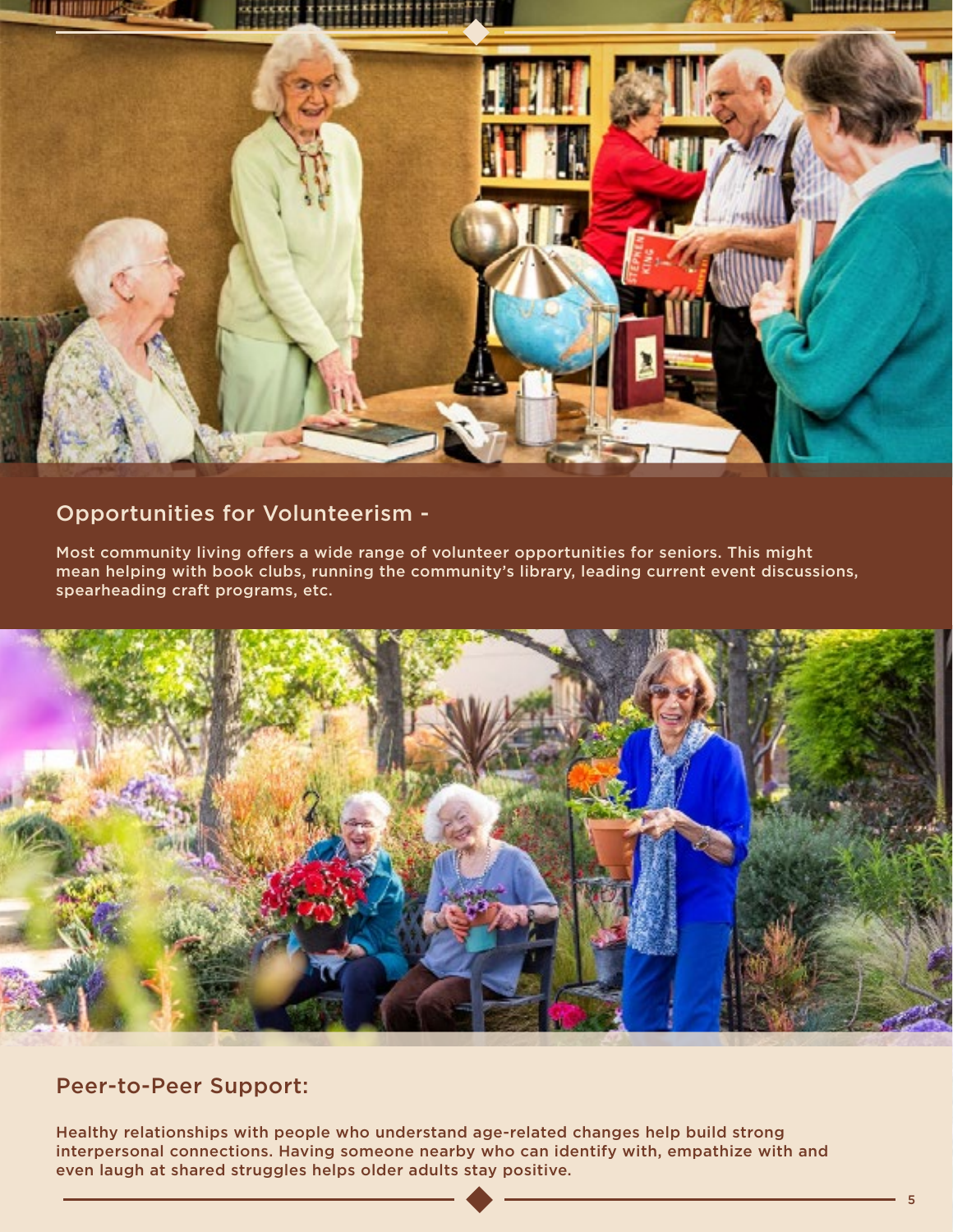## Opportunities for Volunteerism -

Most community living offers a wide range of volunteer opportunities for seniors. This might mean helping with book clubs, running the community's library, leading current event discussions, spearheading craft programs, etc.

## Peer-to-Peer Support:

Healthy relationships with people who understand age-related changes help build strong interpersonal connections. Having someone nearby who can identify with, empathize with and even laugh at shared struggles helps older adults stay positive.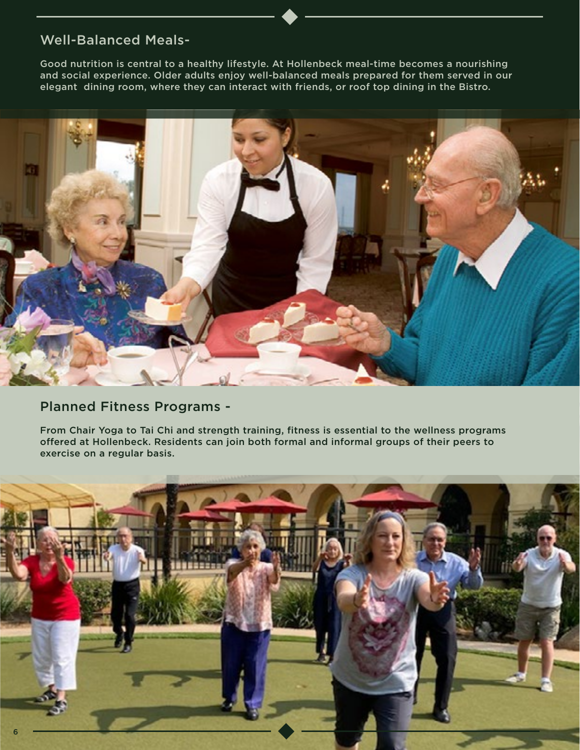## Well-Balanced Meals-

Good nutrition is central to a healthy lifestyle. At Hollenbeck meal-time becomes a nourishing and social experience. Older adults enjoy well-balanced meals prepared for them served in our elegant  dining room, where they can interact with friends, or roof top dining in the Bistro.

## Planned Fitness Programs -

From Chair Yoga to Tai Chi and strength training, fitness is essential to the wellness programs offered at Hollenbeck. Residents can join both formal and informal groups of their peers to exercise on a regular basis.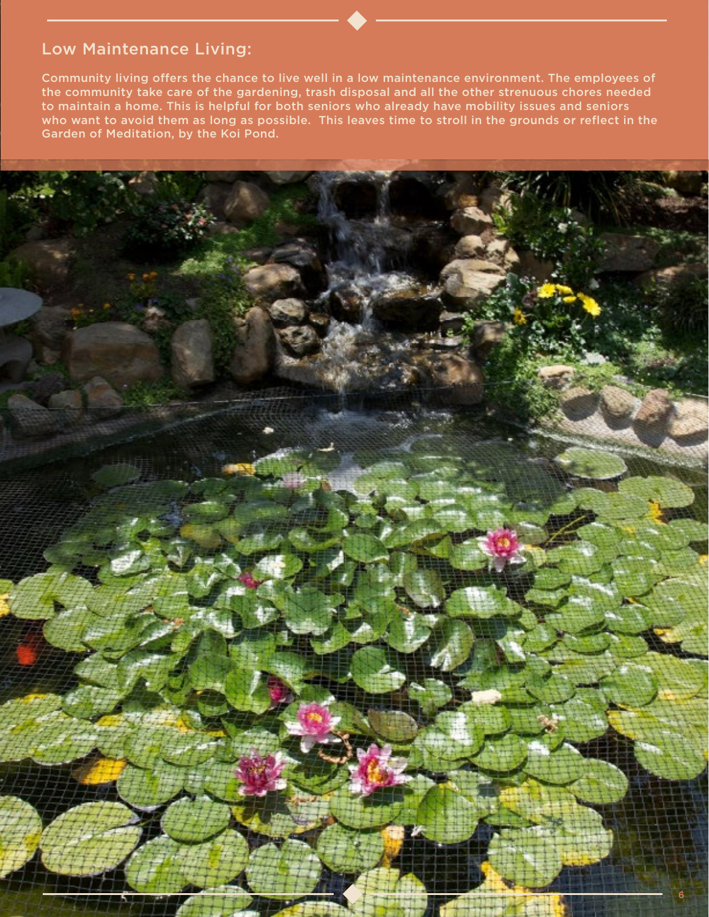## Low Maintenance Living:

Community living offers the chance to live well in a low maintenance environment. The employees of the community take care of the gardening, trash disposal and all the other strenuous chores needed to maintain a home. This is helpful for both seniors who already have mobility issues and seniors who want to avoid them as long as possible. This leaves time to stroll in the grounds or reflect in the Garden of Meditation, by the Koi Pond.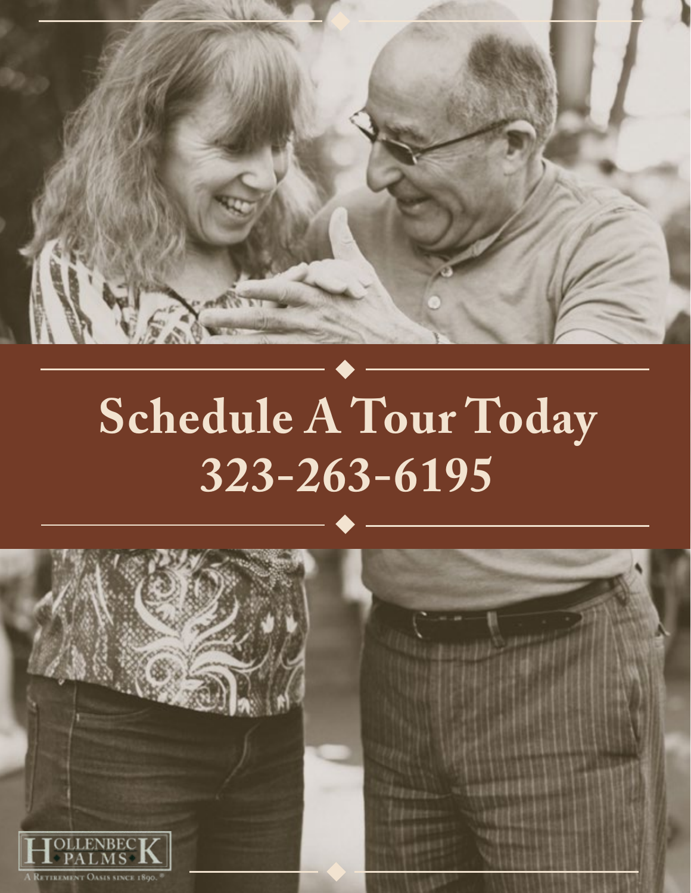# Schedule A Tour Today

# 323-263-6195

HOLLENBECK PALMS

A RETIREMENT OASIS SINCE 1890.®